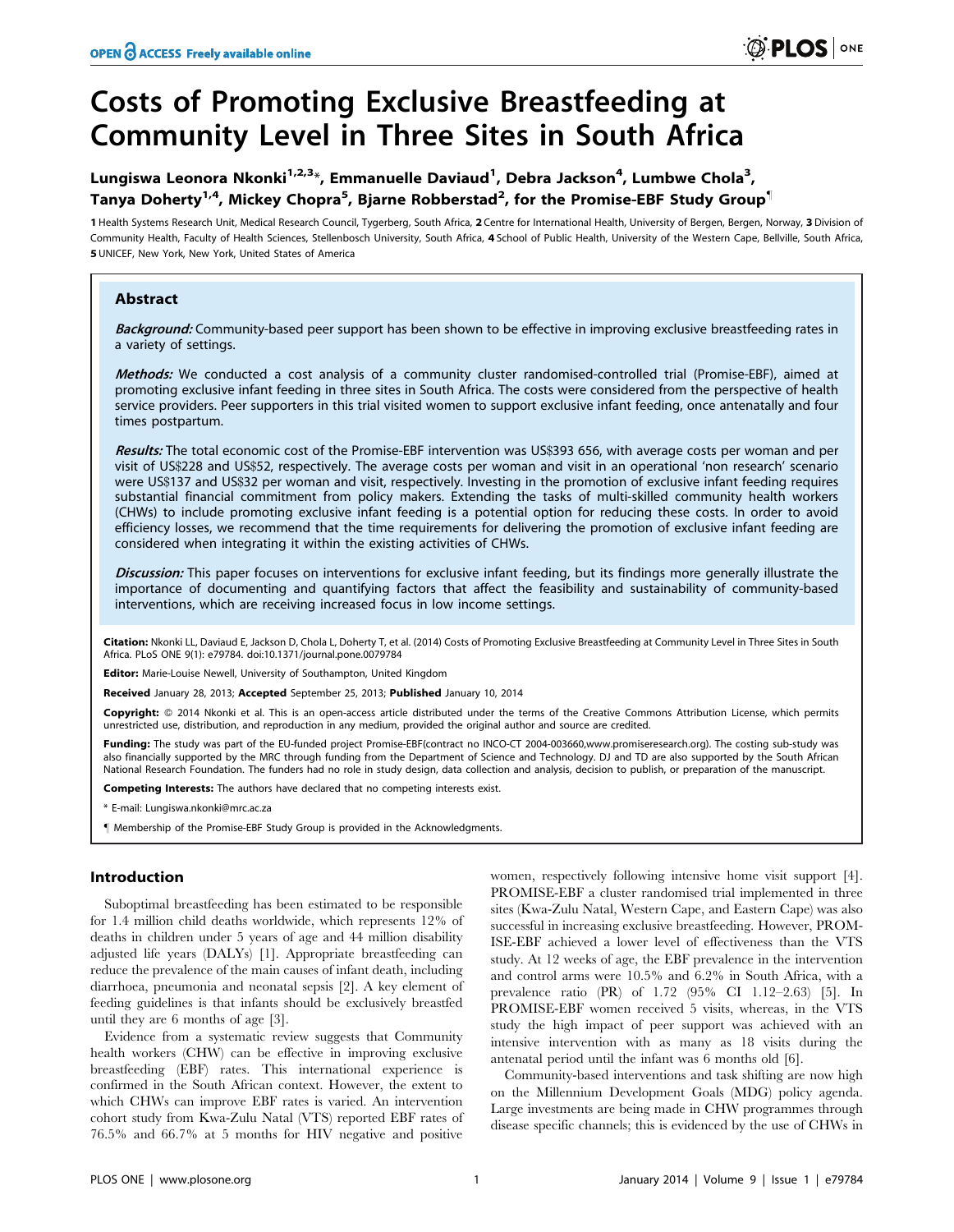# Costs of Promoting Exclusive Breastfeeding at Community Level in Three Sites in South Africa

**Lungiswa Leonora Nkonki[1,2,3]*, Emmanuelle Daviaud[1], Debra Jackson[4], Lumbwe Chola[3], Tanya Doherty[1,4], Mickey Chopra[5], Bjarne Robberstad[2], for the Promise-EBF Study Group¶**

1 Health Systems Research Unit, Medical Research Council, Tygerberg, South Africa, 2 Centre for International Health, University of Bergen, Bergen, Norway, 3 Division of Community Health, Faculty of Health Sciences, Stellenbosch University, South Africa, 4 School of Public Health, University of the Western Cape, Bellville, South Africa, 5 UNICEF, New York, New York, United States of America

## Abstract

***Background:*** Community-based peer support has been shown to be effective in improving exclusive breastfeeding rates in a variety of settings.

***Methods:*** We conducted a cost analysis of a community cluster randomised-controlled trial (Promise-EBF), aimed at promoting exclusive infant feeding in three sites in South Africa. The costs were considered from the perspective of health service providers. Peer supporters in this trial visited women to support exclusive infant feeding, once antenatally and four times postpartum.

***Results:*** The total economic cost of the Promise-EBF intervention was US$393 656, with average costs per woman and per visit of US$228 and US$52, respectively. The average costs per woman and visit in an operational 'non research' scenario were US$137 and US$32 per woman and visit, respectively. Investing in the promotion of exclusive infant feeding requires substantial financial commitment from policy makers. Extending the tasks of multi-skilled community health workers (CHWs) to include promoting exclusive infant feeding is a potential option for reducing these costs. In order to avoid efficiency losses, we recommend that the time requirements for delivering the promotion of exclusive infant feeding are considered when integrating it within the existing activities of CHWs.

***Discussion:*** This paper focuses on interventions for exclusive infant feeding, but its findings more generally illustrate the importance of documenting and quantifying factors that affect the feasibility and sustainability of community-based interventions, which are receiving increased focus in low income settings.

**Citation:** Nkonki LL, Daviaud E, Jackson D, Chola L, Doherty T, et al. (2014) Costs of Promoting Exclusive Breastfeeding at Community Level in Three Sites in South Africa. PLoS ONE 9(1): e79784. doi:10.1371/journal.pone.0079784

**Editor:** Marie-Louise Newell, University of Southampton, United Kingdom

**Received** January 28, 2013; **Accepted** September 25, 2013; **Published** January 10, 2014

**Copyright:** © 2014 Nkonki et al. This is an open-access article distributed under the terms of the Creative Commons Attribution License, which permits unrestricted use, distribution, and reproduction in any medium, provided the original author and source are credited.

**Funding:** The study was part of the EU-funded project Promise-EBF(contract no INCO-CT 2004-003660,www.promiseresearch.org). The costing sub-study was also financially supported by the MRC through funding from the Department of Science and Technology. DJ and TD are also supported by the South African National Research Foundation. The funders had no role in study design, data collection and analysis, decision to publish, or preparation of the manuscript.

**Competing Interests:** The authors have declared that no competing interests exist.

\* E-mail: Lungiswa.nkonki@mrc.ac.za

¶ Membership of the Promise-EBF Study Group is provided in the Acknowledgments.

## Introduction

Suboptimal breastfeeding has been estimated to be responsible for 1.4 million child deaths worldwide, which represents 12% of deaths in children under 5 years of age and 44 million disability adjusted life years (DALYs) [1]. Appropriate breastfeeding can reduce the prevalence of the main causes of infant death, including diarrhoea, pneumonia and neonatal sepsis [2]. A key element of feeding guidelines is that infants should be exclusively breastfed until they are 6 months of age [3].

Evidence from a systematic review suggests that Community health workers (CHW) can be effective in improving exclusive breastfeeding (EBF) rates. This international experience is confirmed in the South African context. However, the extent to which CHWs can improve EBF rates is varied. An intervention cohort study from Kwa-Zulu Natal (VTS) reported EBF rates of 76.5% and 66.7% at 5 months for HIV negative and positive women, respectively following intensive home visit support [4]. PROMISE-EBF a cluster randomised trial implemented in three sites (Kwa-Zulu Natal, Western Cape, and Eastern Cape) was also successful in increasing exclusive breastfeeding. However, PROMISE-EBF achieved a lower level of effectiveness than the VTS study. At 12 weeks of age, the EBF prevalence in the intervention and control arms were 10.5% and 6.2% in South Africa, with a prevalence ratio (PR) of 1.72 (95% CI 1.12–2.63) [5]. In PROMISE-EBF women received 5 visits, whereas, in the VTS study the high impact of peer support was achieved with an intensive intervention with as many as 18 visits during the antenatal period until the infant was 6 months old [6].

Community-based interventions and task shifting are now high on the Millennium Development Goals (MDG) policy agenda. Large investments are being made in CHW programmes through disease specific channels; this is evidenced by the use of CHWs in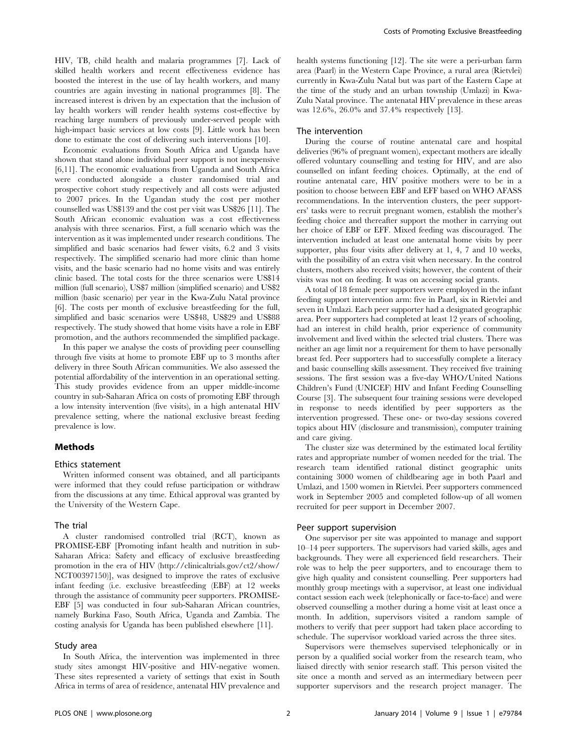HIV, TB, child health and malaria programmes [7]. Lack of skilled health workers and recent effectiveness evidence has boosted the interest in the use of lay health workers, and many countries are again investing in national programmes [8]. The increased interest is driven by an expectation that the inclusion of lay health workers will render health systems cost-effective by reaching large numbers of previously under-served people with high-impact basic services at low costs [9]. Little work has been done to estimate the cost of delivering such interventions [10].

Economic evaluations from South Africa and Uganda have shown that stand alone individual peer support is not inexpensive [6,11]. The economic evaluations from Uganda and South Africa were conducted alongside a cluster randomised trial and prospective cohort study respectively and all costs were adjusted to 2007 prices. In the Ugandan study the cost per mother counselled was US$139 and the cost per visit was US$26 [11]. The South African economic evaluation was a cost effectiveness analysis with three scenarios. First, a full scenario which was the intervention as it was implemented under research conditions. The simplified and basic scenarios had fewer visits, 6.2 and 3 visits respectively. The simplified scenario had more clinic than home visits, and the basic scenario had no home visits and was entirely clinic based. The total costs for the three scenarios were US$14 million (full scenario), US$7 million (simplified scenario) and US$2 million (basic scenario) per year in the Kwa-Zulu Natal province [6]. The costs per month of exclusive breastfeeding for the full, simplified and basic scenarios were US$48, US$29 and US$88 respectively. The study showed that home visits have a role in EBF promotion, and the authors recommended the simplified package.

In this paper we analyse the costs of providing peer counselling through five visits at home to promote EBF up to 3 months after delivery in three South African communities. We also assessed the potential affordability of the intervention in an operational setting. This study provides evidence from an upper middle-income country in sub-Saharan Africa on costs of promoting EBF through a low intensity intervention (five visits), in a high antenatal HIV prevalence setting, where the national exclusive breast feeding prevalence is low.

## Methods

### Ethics statement

Written informed consent was obtained, and all participants were informed that they could refuse participation or withdraw from the discussions at any time. Ethical approval was granted by the University of the Western Cape.

### The trial

A cluster randomised controlled trial (RCT), known as PROMISE-EBF [Promoting infant health and nutrition in sub-Saharan Africa: Safety and efficacy of exclusive breastfeeding promotion in the era of HIV (http://clinicaltrials.gov/ct2/show/NCT00397150)], was designed to improve the rates of exclusive infant feeding (i.e. exclusive breastfeeding (EBF) at 12 weeks through the assistance of community peer supporters. PROMISE-EBF [5] was conducted in four sub-Saharan African countries, namely Burkina Faso, South Africa, Uganda and Zambia. The costing analysis for Uganda has been published elsewhere [11].

### Study area

In South Africa, the intervention was implemented in three study sites amongst HIV-positive and HIV-negative women. These sites represented a variety of settings that exist in South Africa in terms of area of residence, antenatal HIV prevalence and health systems functioning [12]. The site were a peri-urban farm area (Paarl) in the Western Cape Province, a rural area (Rietvlei) currently in Kwa-Zulu Natal but was part of the Eastern Cape at the time of the study and an urban township (Umlazi) in Kwa-Zulu Natal province. The antenatal HIV prevalence in these areas was 12.6%, 26.0% and 37.4% respectively [13].

### The intervention

During the course of routine antenatal care and hospital deliveries (96% of pregnant women), expectant mothers are ideally offered voluntary counselling and testing for HIV, and are also counselled on infant feeding choices. Optimally, at the end of routine antenatal care, HIV positive mothers were to be in a position to choose between EBF and EFF based on WHO AFASS recommendations. In the intervention clusters, the peer supporters' tasks were to recruit pregnant women, establish the mother's feeding choice and thereafter support the mother in carrying out her choice of EBF or EFF. Mixed feeding was discouraged. The intervention included at least one antenatal home visits by peer supporter, plus four visits after delivery at 1, 4, 7 and 10 weeks, with the possibility of an extra visit when necessary. In the control clusters, mothers also received visits; however, the content of their visits was not on feeding. It was on accessing social grants.

A total of 18 female peer supporters were employed in the infant feeding support intervention arm: five in Paarl, six in Rietvlei and seven in Umlazi. Each peer supporter had a designated geographic area. Peer supporters had completed at least 12 years of schooling, had an interest in child health, prior experience of community involvement and lived within the selected trial clusters. There was neither an age limit nor a requirement for them to have personally breast fed. Peer supporters had to successfully complete a literacy and basic counselling skills assessment. They received five training sessions. The first session was a five-day WHO/United Nations Children's Fund (UNICEF) HIV and Infant Feeding Counselling Course [3]. The subsequent four training sessions were developed in response to needs identified by peer supporters as the intervention progressed. These one- or two-day sessions covered topics about HIV (disclosure and transmission), computer training and care giving.

The cluster size was determined by the estimated local fertility rates and appropriate number of women needed for the trial. The research team identified rational distinct geographic units containing 3000 women of childbearing age in both Paarl and Umlazi, and 1500 women in Rietvlei. Peer supporters commenced work in September 2005 and completed follow-up of all women recruited for peer support in December 2007.

### Peer support supervision

One supervisor per site was appointed to manage and support 10–14 peer supporters. The supervisors had varied skills, ages and backgrounds. They were all experienced field researchers. Their role was to help the peer supporters, and to encourage them to give high quality and consistent counselling. Peer supporters had monthly group meetings with a supervisor, at least one individual contact session each week (telephonically or face-to-face) and were observed counselling a mother during a home visit at least once a month. In addition, supervisors visited a random sample of mothers to verify that peer support had taken place according to schedule. The supervisor workload varied across the three sites.

Supervisors were themselves supervised telephonically or in person by a qualified social worker from the research team, who liaised directly with senior research staff. This person visited the site once a month and served as an intermediary between peer supporter supervisors and the research project manager. The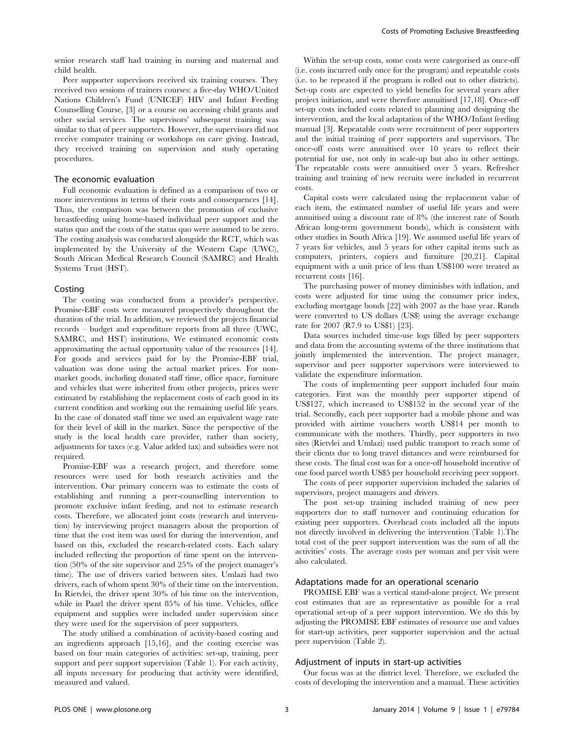senior research staff had training in nursing and maternal and child health.

Peer supporter supervisors received six training courses. They received two sessions of trainers courses: a five-day WHO/United Nations Children's Fund (UNICEF) HIV and Infant Feeding Counselling Course, [3] or a course on accessing child grants and other social services. The supervisors' subsequent training was similar to that of peer supporters. However, the supervisors did not receive computer training or workshops on care giving. Instead, they received training on supervision and study operating procedures.

### The economic evaluation

Full economic evaluation is defined as a comparison of two or more interventions in terms of their costs and consequences [14]. Thus, the comparison was between the promotion of exclusive breastfeeding using home-based individual peer support and the status quo and the costs of the status quo were assumed to be zero. The costing analysis was conducted alongside the RCT, which was implemented by the University of the Western Cape (UWC), South African Medical Research Council (SAMRC) and Health Systems Trust (HST).

### Costing

The costing was conducted from a provider's perspective. Promise-EBF costs were measured prospectively throughout the duration of the trial. In addition, we reviewed the projects financial records – budget and expenditure reports from all three (UWC, SAMRC, and HST) institutions. We estimated economic costs approximating the actual opportunity value of the resources [14]. For goods and services paid for by the Promise-EBF trial, valuation was done using the actual market prices. For non-market goods, including donated staff time, office space, furniture and vehicles that were inherited from other projects, prices were estimated by establishing the replacement costs of each good in its current condition and working out the remaining useful life years. In the case of donated staff time we used an equivalent wage rate for their level of skill in the market. Since the perspective of the study is the local health care provider, rather than society, adjustments for taxes (e.g. Value added tax) and subsidies were not required.

Promise-EBF was a research project, and therefore some resources were used for both research activities and the intervention. Our primary concern was to estimate the costs of establishing and running a peer-counselling intervention to promote exclusive infant feeding, and not to estimate research costs. Therefore, we allocated joint costs (research and intervention) by interviewing project managers about the proportion of time that the cost item was used for during the intervention, and based on this, excluded the research-related costs. Each salary included reflecting the proportion of time spent on the intervention (50% of the site supervisor and 25% of the project manager's time). The use of drivers varied between sites. Umlazi had two drivers, each of whom spent 30% of their time on the intervention. In Rietvlei, the driver spent 30% of his time on the intervention, while in Paarl the driver spent 85% of his time. Vehicles, office equipment and supplies were included under supervision since they were used for the supervision of peer supporters.

The study utilised a combination of activity-based costing and an ingredients approach [15,16], and the costing exercise was based on four main categories of activities: set-up, training, peer support and peer support supervision (Table 1). For each activity, all inputs necessary for producing that activity were identified, measured and valued.

Within the set-up costs, some costs were categorised as once-off (i.e. costs incurred only once for the program) and repeatable costs (i.e. to be repeated if the program is rolled out to other districts). Set-up costs are expected to yield benefits for several years after project initiation, and were therefore annuitised [17,18]. Once-off set-up costs included costs related to planning and designing the intervention, and the local adaptation of the WHO/Infant feeding manual [3]. Repeatable costs were recruitment of peer supporters and the initial training of peer supporters and supervisors. The once-off costs were annuitised over 10 years to reflect their potential for use, not only in scale-up but also in other settings. The repeatable costs were annuitised over 5 years. Refresher training and training of new recruits were included in recurrent costs.

Capital costs were calculated using the replacement value of each item, the estimated number of useful life years and were annuitised using a discount rate of 8% (the interest rate of South African long-term government bonds), which is consistent with other studies in South Africa [19]. We assumed useful life years of 7 years for vehicles, and 5 years for other capital items such as computers, printers, copiers and furniture [20,21]. Capital equipment with a unit price of less than US$100 were treated as recurrent costs [16].

The purchasing power of money diminishes with inflation, and costs were adjusted for time using the consumer price index, excluding mortgage bonds [22] with 2007 as the base year. Rands were converted to US dollars (US$) using the average exchange rate for 2007 (R7.9 to US$1) [23].

Data sources included time-use logs filled by peer supporters and data from the accounting systems of the three institutions that jointly implemented the intervention. The project manager, supervisor and peer supporter supervisors were interviewed to validate the expenditure information.

The costs of implementing peer support included four main categories. First was the monthly peer supporter stipend of US$127, which increased to US$152 in the second year of the trial. Secondly, each peer supporter had a mobile phone and was provided with airtime vouchers worth US$14 per month to communicate with the mothers. Thirdly, peer supporters in two sites (Rietvlei and Umlazi) used public transport to reach some of their clients due to long travel distances and were reimbursed for these costs. The final cost was for a once-off household incentive of one food parcel worth US$5 per household receiving peer support.

The costs of peer supporter supervision included the salaries of supervisors, project managers and drivers.

The post set-up training included training of new peer supporters due to staff turnover and continuing education for existing peer supporters. Overhead costs included all the inputs not directly involved in delivering the intervention (Table 1).The total cost of the peer support intervention was the sum of all the activities' costs. The average costs per woman and per visit were also calculated.

### Adaptations made for an operational scenario

PROMISE EBF was a vertical stand-alone project. We present cost estimates that are as representative as possible for a real operational set-up of a peer support intervention. We do this by adjusting the PROMISE EBF estimates of resource use and values for start-up activities, peer supporter supervision and the actual peer supervision (Table 2).

### Adjustment of inputs in start-up activities

Our focus was at the district level. Therefore, we excluded the costs of developing the intervention and a manual. These activities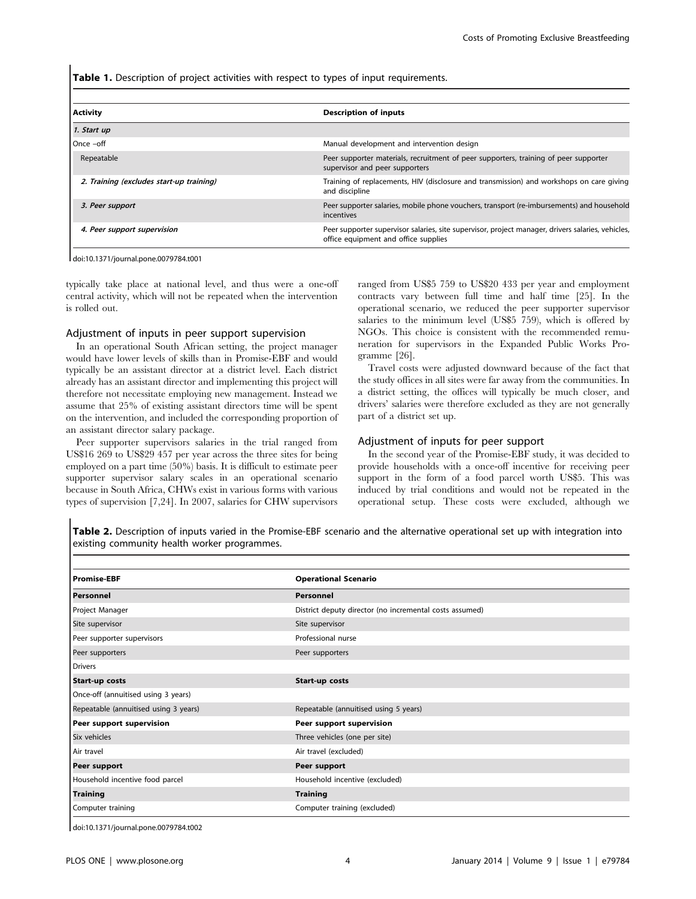**Table 1.** Description of project activities with respect to types of input requirements.

| Activity | Description of inputs |
| --- | --- |
| *1. Start up* | |
| Once –off | Manual development and intervention design |
| Repeatable | Peer supporter materials, recruitment of peer supporters, training of peer supporter supervisor and peer supporters |
| *2. Training (excludes start-up training)* | Training of replacements, HIV (disclosure and transmission) and workshops on care giving and discipline |
| *3. Peer support* | Peer supporter salaries, mobile phone vouchers, transport (re-imbursements) and household incentives |
| *4. Peer support supervision* | Peer supporter supervisor salaries, site supervisor, project manager, drivers salaries, vehicles, office equipment and office supplies |

doi:10.1371/journal.pone.0079784.t001

typically take place at national level, and thus were a one-off central activity, which will not be repeated when the intervention is rolled out.

### Adjustment of inputs in peer support supervision

In an operational South African setting, the project manager would have lower levels of skills than in Promise-EBF and would typically be an assistant director at a district level. Each district already has an assistant director and implementing this project will therefore not necessitate employing new management. Instead we assume that 25% of existing assistant directors time will be spent on the intervention, and included the corresponding proportion of an assistant director salary package.

Peer supporter supervisors salaries in the trial ranged from US$16 269 to US$29 457 per year across the three sites for being employed on a part time (50%) basis. It is difficult to estimate peer supporter supervisor salary scales in an operational scenario because in South Africa, CHWs exist in various forms with various types of supervision [7,24]. In 2007, salaries for CHW supervisors ranged from US$5 759 to US$20 433 per year and employment contracts vary between full time and half time [25]. In the operational scenario, we reduced the peer supporter supervisor salaries to the minimum level (US$5 759), which is offered by NGOs. This choice is consistent with the recommended remuneration for supervisors in the Expanded Public Works Programme [26].

Travel costs were adjusted downward because of the fact that the study offices in all sites were far away from the communities. In a district setting, the offices will typically be much closer, and drivers' salaries were therefore excluded as they are not generally part of a district set up.

### Adjustment of inputs for peer support

In the second year of the Promise-EBF study, it was decided to provide households with a once-off incentive for receiving peer support in the form of a food parcel worth US$5. This was induced by trial conditions and would not be repeated in the operational setup. These costs were excluded, although we

**Table 2.** Description of inputs varied in the Promise-EBF scenario and the alternative operational set up with integration into existing community health worker programmes.

| Promise-EBF | Operational Scenario |
| --- | --- |
| **Personnel** | **Personnel** |
| Project Manager | District deputy director (no incremental costs assumed) |
| Site supervisor | Site supervisor |
| Peer supporter supervisors | Professional nurse |
| Peer supporters | Peer supporters |
| Drivers | |
| **Start-up costs** | **Start-up costs** |
| Once-off (annuitised using 3 years) | |
| Repeatable (annuitised using 3 years) | Repeatable (annuitised using 5 years) |
| **Peer support supervision** | **Peer support supervision** |
| Six vehicles | Three vehicles (one per site) |
| Air travel | Air travel (excluded) |
| **Peer support** | **Peer support** |
| Household incentive food parcel | Household incentive (excluded) |
| **Training** | **Training** |
| Computer training | Computer training (excluded) |

doi:10.1371/journal.pone.0079784.t002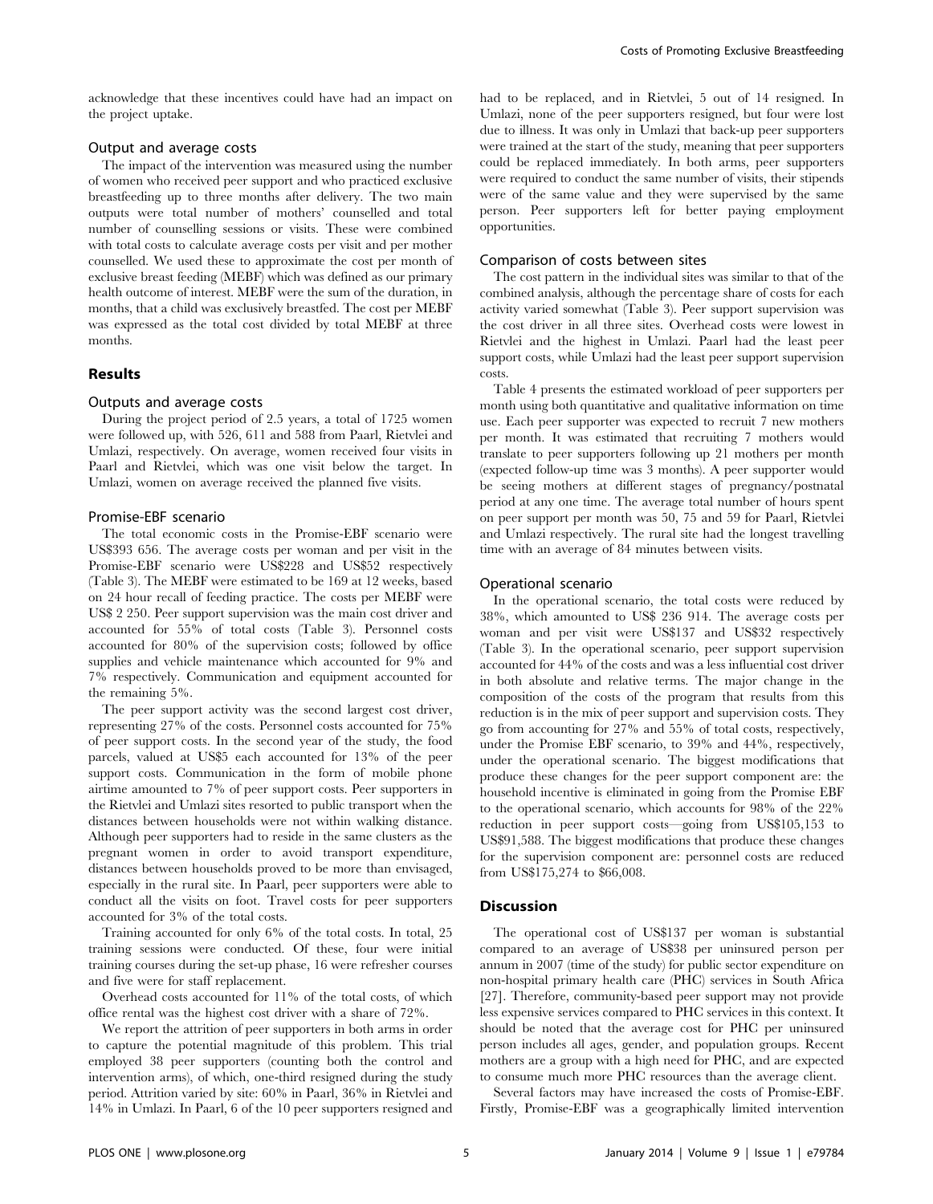acknowledge that these incentives could have had an impact on the project uptake.

### Output and average costs

The impact of the intervention was measured using the number of women who received peer support and who practiced exclusive breastfeeding up to three months after delivery. The two main outputs were total number of mothers' counselled and total number of counselling sessions or visits. These were combined with total costs to calculate average costs per visit and per mother counselled. We used these to approximate the cost per month of exclusive breast feeding (MEBF) which was defined as our primary health outcome of interest. MEBF were the sum of the duration, in months, that a child was exclusively breastfed. The cost per MEBF was expressed as the total cost divided by total MEBF at three months.

## Results

### Outputs and average costs

During the project period of 2.5 years, a total of 1725 women were followed up, with 526, 611 and 588 from Paarl, Rietvlei and Umlazi, respectively. On average, women received four visits in Paarl and Rietvlei, which was one visit below the target. In Umlazi, women on average received the planned five visits.

### Promise-EBF scenario

The total economic costs in the Promise-EBF scenario were US$393 656. The average costs per woman and per visit in the Promise-EBF scenario were US$228 and US$52 respectively (Table 3). The MEBF were estimated to be 169 at 12 weeks, based on 24 hour recall of feeding practice. The costs per MEBF were US$ 2 250. Peer support supervision was the main cost driver and accounted for 55% of total costs (Table 3). Personnel costs accounted for 80% of the supervision costs; followed by office supplies and vehicle maintenance which accounted for 9% and 7% respectively. Communication and equipment accounted for the remaining 5%.

The peer support activity was the second largest cost driver, representing 27% of the costs. Personnel costs accounted for 75% of peer support costs. In the second year of the study, the food parcels, valued at US$5 each accounted for 13% of the peer support costs. Communication in the form of mobile phone airtime amounted to 7% of peer support costs. Peer supporters in the Rietvlei and Umlazi sites resorted to public transport when the distances between households were not within walking distance. Although peer supporters had to reside in the same clusters as the pregnant women in order to avoid transport expenditure, distances between households proved to be more than envisaged, especially in the rural site. In Paarl, peer supporters were able to conduct all the visits on foot. Travel costs for peer supporters accounted for 3% of the total costs.

Training accounted for only 6% of the total costs. In total, 25 training sessions were conducted. Of these, four were initial training courses during the set-up phase, 16 were refresher courses and five were for staff replacement.

Overhead costs accounted for 11% of the total costs, of which office rental was the highest cost driver with a share of 72%.

We report the attrition of peer supporters in both arms in order to capture the potential magnitude of this problem. This trial employed 38 peer supporters (counting both the control and intervention arms), of which, one-third resigned during the study period. Attrition varied by site: 60% in Paarl, 36% in Rietvlei and 14% in Umlazi. In Paarl, 6 of the 10 peer supporters resigned and had to be replaced, and in Rietvlei, 5 out of 14 resigned. In Umlazi, none of the peer supporters resigned, but four were lost due to illness. It was only in Umlazi that back-up peer supporters were trained at the start of the study, meaning that peer supporters could be replaced immediately. In both arms, peer supporters were required to conduct the same number of visits, their stipends were of the same value and they were supervised by the same person. Peer supporters left for better paying employment opportunities.

### Comparison of costs between sites

The cost pattern in the individual sites was similar to that of the combined analysis, although the percentage share of costs for each activity varied somewhat (Table 3). Peer support supervision was the cost driver in all three sites. Overhead costs were lowest in Rietvlei and the highest in Umlazi. Paarl had the least peer support costs, while Umlazi had the least peer support supervision costs.

Table 4 presents the estimated workload of peer supporters per month using both quantitative and qualitative information on time use. Each peer supporter was expected to recruit 7 new mothers per month. It was estimated that recruiting 7 mothers would translate to peer supporters following up 21 mothers per month (expected follow-up time was 3 months). A peer supporter would be seeing mothers at different stages of pregnancy/postnatal period at any one time. The average total number of hours spent on peer support per month was 50, 75 and 59 for Paarl, Rietvlei and Umlazi respectively. The rural site had the longest travelling time with an average of 84 minutes between visits.

### Operational scenario

In the operational scenario, the total costs were reduced by 38%, which amounted to US$ 236 914. The average costs per woman and per visit were US$137 and US$32 respectively (Table 3). In the operational scenario, peer support supervision accounted for 44% of the costs and was a less influential cost driver in both absolute and relative terms. The major change in the composition of the costs of the program that results from this reduction is in the mix of peer support and supervision costs. They go from accounting for 27% and 55% of total costs, respectively, under the Promise EBF scenario, to 39% and 44%, respectively, under the operational scenario. The biggest modifications that produce these changes for the peer support component are: the household incentive is eliminated in going from the Promise EBF to the operational scenario, which accounts for 98% of the 22% reduction in peer support costs—going from US$105,153 to US$91,588. The biggest modifications that produce these changes for the supervision component are: personnel costs are reduced from US$175,274 to $66,008.

## Discussion

The operational cost of US$137 per woman is substantial compared to an average of US$38 per uninsured person per annum in 2007 (time of the study) for public sector expenditure on non-hospital primary health care (PHC) services in South Africa [27]. Therefore, community-based peer support may not provide less expensive services compared to PHC services in this context. It should be noted that the average cost for PHC per uninsured person includes all ages, gender, and population groups. Recent mothers are a group with a high need for PHC, and are expected to consume much more PHC resources than the average client.

Several factors may have increased the costs of Promise-EBF. Firstly, Promise-EBF was a geographically limited intervention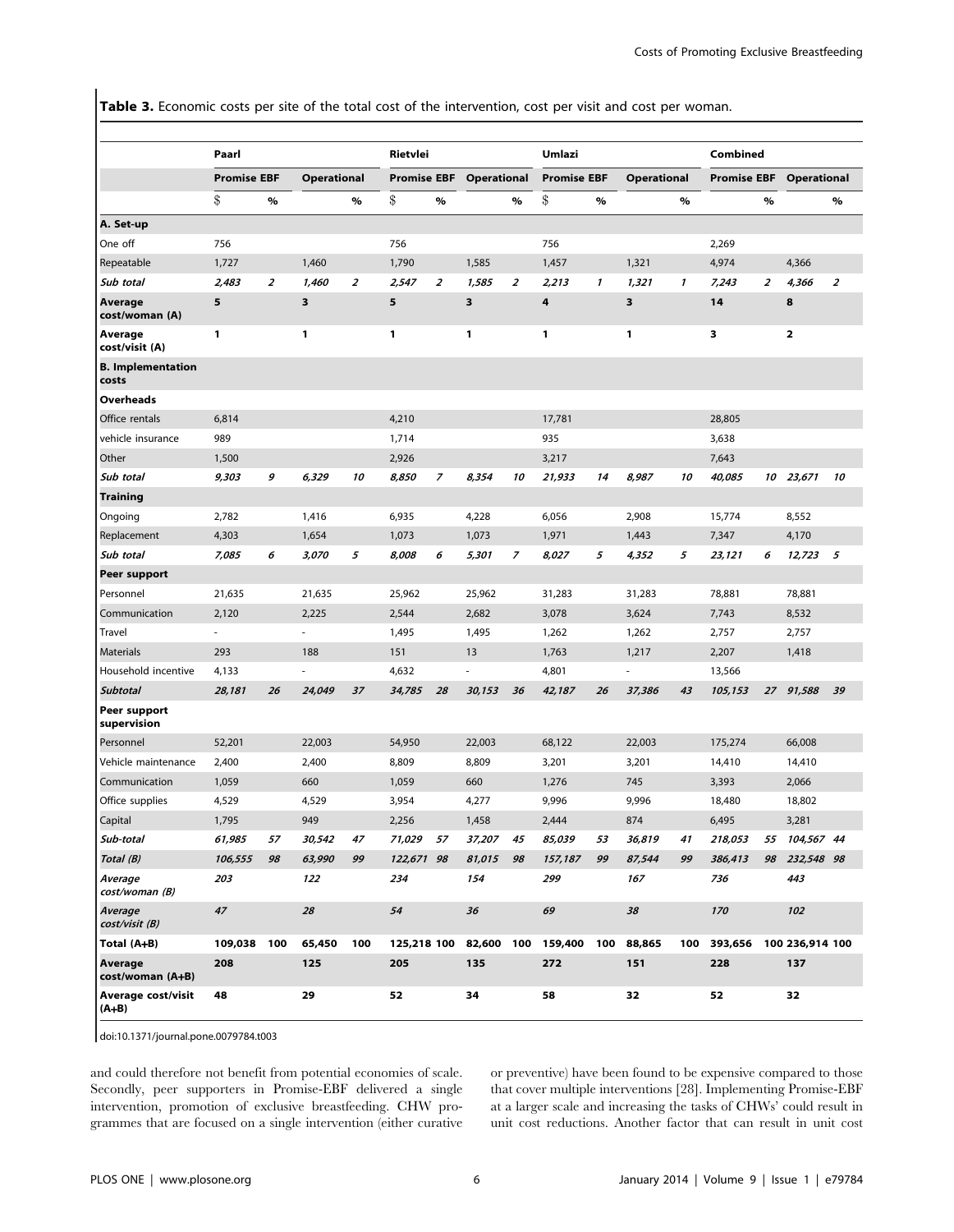**Table 3.** Economic costs per site of the total cost of the intervention, cost per visit and cost per woman.

| | Paarl | | | | Rietvlei | | | | Umlazi | | | | Combined | | | |
|---|---|---|---|---|---|---|---|---|---|---|---|---|---|---|---|---|
| | Promise EBF | | Operational | | Promise EBF | | Operational | | Promise EBF | | Operational | | Promise EBF | | Operational | |
| | $ | % | | % | $ | % | | % | $ | % | | % | | % | | % |
| **A. Set-up** | | | | | | | | | | | | | | | | |
| One off | 756 | | | | 756 | | | | 756 | | | | 2,269 | | | |
| Repeatable | 1,727 | | 1,460 | | 1,790 | | 1,585 | | 1,457 | | 1,321 | | 4,974 | | 4,366 | |
| *Sub total* | *2,483* | *2* | *1,460* | *2* | *2,547* | *2* | *1,585* | *2* | *2,213* | *1* | *1,321* | *1* | *7,243* | *2* | *4,366* | *2* |
| **Average cost/woman (A)** | **5** | | **3** | | **5** | | **3** | | **4** | | **3** | | **14** | | **8** | |
| **Average cost/visit (A)** | **1** | | **1** | | **1** | | **1** | | **1** | | **1** | | **3** | | **2** | |
| **B. Implementation costs** | | | | | | | | | | | | | | | | |
| **Overheads** | | | | | | | | | | | | | | | | |
| Office rentals | 6,814 | | | | 4,210 | | | | 17,781 | | | | 28,805 | | | |
| vehicle insurance | 989 | | | | 1,714 | | | | 935 | | | | 3,638 | | | |
| Other | 1,500 | | | | 2,926 | | | | 3,217 | | | | 7,643 | | | |
| *Sub total* | *9,303* | *9* | *6,329* | *10* | *8,850* | *7* | *8,354* | *10* | *21,933* | *14* | *8,987* | *10* | *40,085* | *10* | *23,671* | *10* |
| **Training** | | | | | | | | | | | | | | | | |
| Ongoing | 2,782 | | 1,416 | | 6,935 | | 4,228 | | 6,056 | | 2,908 | | 15,774 | | 8,552 | |
| Replacement | 4,303 | | 1,654 | | 1,073 | | 1,073 | | 1,971 | | 1,443 | | 7,347 | | 4,170 | |
| *Sub total* | *7,085* | *6* | *3,070* | *5* | *8,008* | *6* | *5,301* | *7* | *8,027* | *5* | *4,352* | *5* | *23,121* | *6* | *12,723* | *5* |
| **Peer support** | | | | | | | | | | | | | | | | |
| Personnel | 21,635 | | 21,635 | | 25,962 | | 25,962 | | 31,283 | | 31,283 | | 78,881 | | 78,881 | |
| Communication | 2,120 | | 2,225 | | 2,544 | | 2,682 | | 3,078 | | 3,624 | | 7,743 | | 8,532 | |
| Travel | - | | - | | 1,495 | | 1,495 | | 1,262 | | 1,262 | | 2,757 | | 2,757 | |
| Materials | 293 | | 188 | | 151 | | 13 | | 1,763 | | 1,217 | | 2,207 | | 1,418 | |
| Household incentive | 4,133 | | - | | 4,632 | | - | | 4,801 | | - | | 13,566 | | | |
| *Subtotal* | *28,181* | *26* | *24,049* | *37* | *34,785* | *28* | *30,153* | *36* | *42,187* | *26* | *37,386* | *43* | *105,153* | *27* | *91,588* | *39* |
| **Peer support supervision** | | | | | | | | | | | | | | | | |
| Personnel | 52,201 | | 22,003 | | 54,950 | | 22,003 | | 68,122 | | 22,003 | | 175,274 | | 66,008 | |
| Vehicle maintenance | 2,400 | | 2,400 | | 8,809 | | 8,809 | | 3,201 | | 3,201 | | 14,410 | | 14,410 | |
| Communication | 1,059 | | 660 | | 1,059 | | 660 | | 1,276 | | 745 | | 3,393 | | 2,066 | |
| Office supplies | 4,529 | | 4,529 | | 3,954 | | 4,277 | | 9,996 | | 9,996 | | 18,480 | | 18,802 | |
| Capital | 1,795 | | 949 | | 2,256 | | 1,458 | | 2,444 | | 874 | | 6,495 | | 3,281 | |
| *Sub-total* | *61,985* | *57* | *30,542* | *47* | *71,029* | *57* | *37,207* | *45* | *85,039* | *53* | *36,819* | *41* | *218,053* | *55* | *104,567* | *44* |
| *Total (B)* | *106,555* | *98* | *63,990* | *99* | *122,671* | *98* | *81,015* | *98* | *157,187* | *99* | *87,544* | *99* | *386,413* | *98* | *232,548* | *98* |
| *Average cost/woman (B)* | *203* | | *122* | | *234* | | *154* | | *299* | | *167* | | *736* | | *443* | |
| *Average cost/visit (B)* | *47* | | *28* | | *54* | | *36* | | *69* | | *38* | | *170* | | *102* | |
| **Total (A+B)** | **109,038** | **100** | **65,450** | **100** | **125,218** | **100** | **82,600** | **100** | **159,400** | **100** | **88,865** | **100** | **393,656** | **100** | **236,914** | **100** |
| **Average cost/woman (A+B)** | **208** | | **125** | | **205** | | **135** | | **272** | | **151** | | **228** | | **137** | |
| **Average cost/visit (A+B)** | **48** | | **29** | | **52** | | **34** | | **58** | | **32** | | **52** | | **32** | |

doi:10.1371/journal.pone.0079784.t003

and could therefore not benefit from potential economies of scale. Secondly, peer supporters in Promise-EBF delivered a single intervention, promotion of exclusive breastfeeding. CHW programmes that are focused on a single intervention (either curative or preventive) have been found to be expensive compared to those that cover multiple interventions [28]. Implementing Promise-EBF at a larger scale and increasing the tasks of CHWs' could result in unit cost reductions. Another factor that can result in unit cost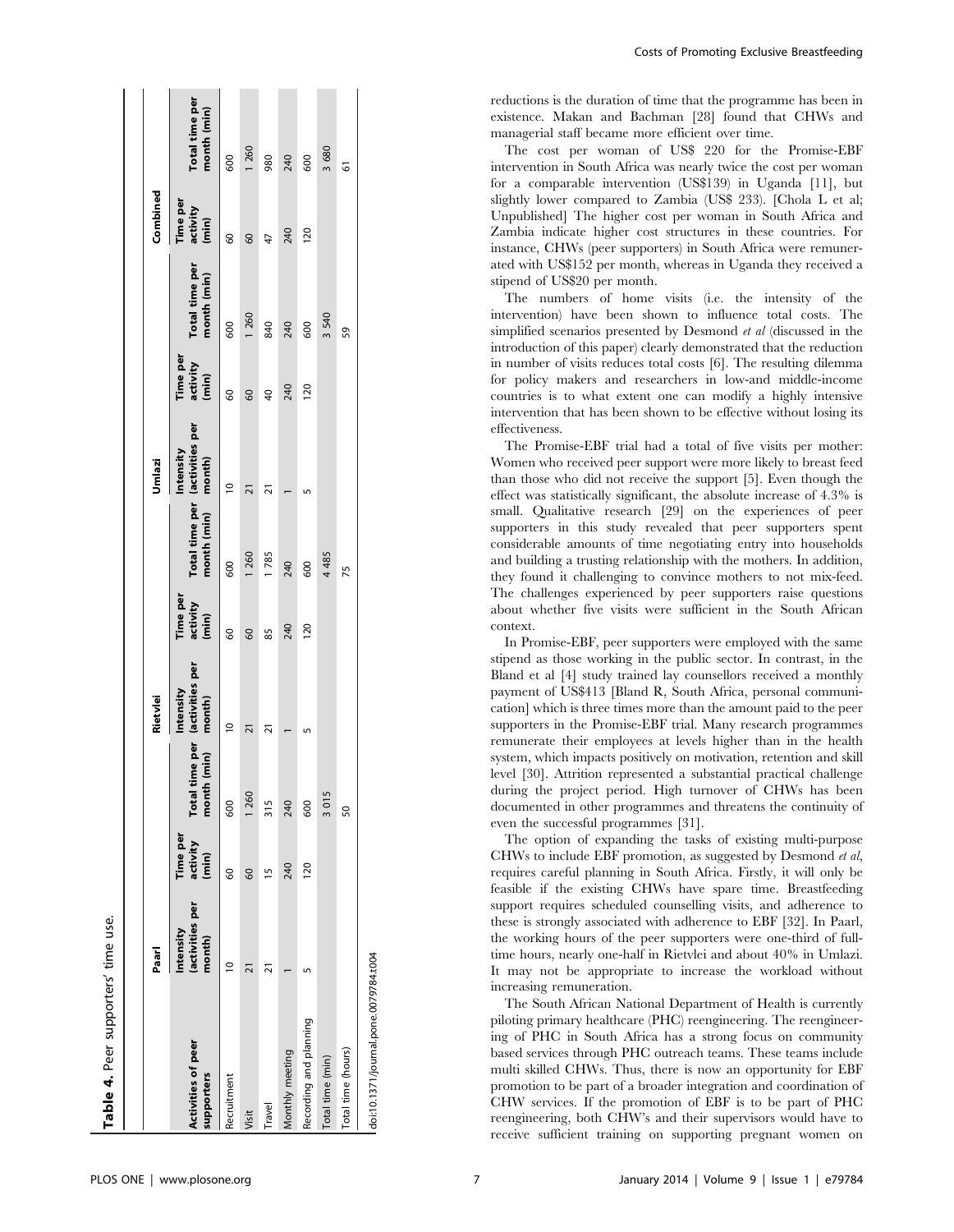**Table 4.** Peer supporters' time use.

| Activities of peer supporters | Paarl | | | Rietvlei | | | Umlazi | | | Combined | |
|---|---|---|---|---|---|---|---|---|---|---|---|
| | Intensity (activities per month) | Time per activity (min) | Total time per month (min) | Intensity (activities per month) | Time per activity (min) | Total time per month (min) | Intensity (activities per month) | Time per activity (min) | Total time per month (min) | Time per activity (min) | Total time per month (min) |
| Recruitment | 10 | 60 | 600 | 10 | 60 | 600 | 10 | 60 | 600 | 60 | 600 |
| Visit | 21 | 60 | 1 260 | 21 | 60 | 1 260 | 21 | 60 | 1 260 | 60 | 1 260 |
| Travel | 21 | 15 | 315 | 21 | 85 | 1 785 | 21 | 40 | 840 | 47 | 980 |
| Monthly meeting | 1 | 240 | 240 | 1 | 240 | 240 | 1 | 240 | 240 | 240 | 240 |
| Recording and planning | 5 | 120 | 600 | 5 | 120 | 600 | 5 | 120 | 600 | 120 | 600 |
| Total time (min) | | | 3 015 | | | 4 485 | | | 3 540 | | 3 680 |
| Total time (hours) | | | 50 | | | 75 | | | 59 | | 61 |

doi:10.1371/journal.pone.0079784.t004

reductions is the duration of time that the programme has been in existence. Makan and Bachman [28] found that CHWs and managerial staff became more efficient over time.

The cost per woman of US$ 220 for the Promise-EBF intervention in South Africa was nearly twice the cost per woman for a comparable intervention (US$139) in Uganda [11], but slightly lower compared to Zambia (US$ 233). [Chola L et al; Unpublished] The higher cost per woman in South Africa and Zambia indicate higher cost structures in these countries. For instance, CHWs (peer supporters) in South Africa were remunerated with US$152 per month, whereas in Uganda they received a stipend of US$20 per month.

The numbers of home visits (i.e. the intensity of the intervention) have been shown to influence total costs. The simplified scenarios presented by Desmond *et al* (discussed in the introduction of this paper) clearly demonstrated that the reduction in number of visits reduces total costs [6]. The resulting dilemma for policy makers and researchers in low-and middle-income countries is to what extent one can modify a highly intensive intervention that has been shown to be effective without losing its effectiveness.

The Promise-EBF trial had a total of five visits per mother: Women who received peer support were more likely to breast feed than those who did not receive the support [5]. Even though the effect was statistically significant, the absolute increase of 4.3% is small. Qualitative research [29] on the experiences of peer supporters in this study revealed that peer supporters spent considerable amounts of time negotiating entry into households and building a trusting relationship with the mothers. In addition, they found it challenging to convince mothers to not mix-feed. The challenges experienced by peer supporters raise questions about whether five visits were sufficient in the South African context.

In Promise-EBF, peer supporters were employed with the same stipend as those working in the public sector. In contrast, in the Bland et al [4] study trained lay counsellors received a monthly payment of US$413 [Bland R, South Africa, personal communication] which is three times more than the amount paid to the peer supporters in the Promise-EBF trial. Many research programmes remunerate their employees at levels higher than in the health system, which impacts positively on motivation, retention and skill level [30]. Attrition represented a substantial practical challenge during the project period. High turnover of CHWs has been documented in other programmes and threatens the continuity of even the successful programmes [31].

The option of expanding the tasks of existing multi-purpose CHWs to include EBF promotion, as suggested by Desmond *et al*, requires careful planning in South Africa. Firstly, it will only be feasible if the existing CHWs have spare time. Breastfeeding support requires scheduled counselling visits, and adherence to these is strongly associated with adherence to EBF [32]. In Paarl, the working hours of the peer supporters were one-third of full-time hours, nearly one-half in Rietvlei and about 40% in Umlazi. It may not be appropriate to increase the workload without increasing remuneration.

The South African National Department of Health is currently piloting primary healthcare (PHC) reengineering. The reengineering of PHC in South Africa has a strong focus on community based services through PHC outreach teams. These teams include multi skilled CHWs. Thus, there is now an opportunity for EBF promotion to be part of a broader integration and coordination of CHW services. If the promotion of EBF is to be part of PHC reengineering, both CHW's and their supervisors would have to receive sufficient training on supporting pregnant women on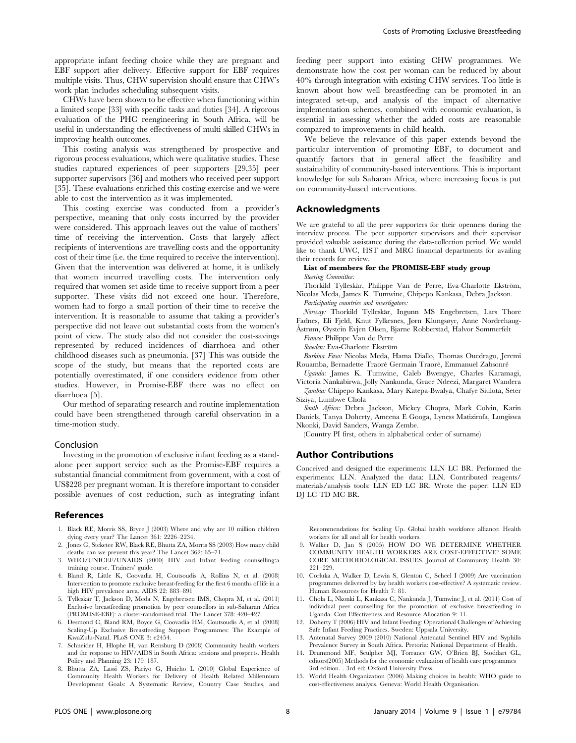appropriate infant feeding choice while they are pregnant and EBF support after delivery. Effective support for EBF requires multiple visits. Thus, CHW supervision should ensure that CHW's work plan includes scheduling subsequent visits.

CHWs have been shown to be effective when functioning within a limited scope [33] with specific tasks and duties [34]. A rigorous evaluation of the PHC reengineering in South Africa, will be useful in understanding the effectiveness of multi skilled CHWs in improving health outcomes.

This costing analysis was strengthened by prospective and rigorous process evaluations, which were qualitative studies. These studies captured experiences of peer supporters [29,35] peer supporter supervisors [36] and mothers who received peer support [35]. These evaluations enriched this costing exercise and we were able to cost the intervention as it was implemented.

This costing exercise was conducted from a provider's perspective, meaning that only costs incurred by the provider were considered. This approach leaves out the value of mothers' time of receiving the intervention. Costs that largely affect recipients of interventions are travelling costs and the opportunity cost of their time (i.e. the time required to receive the intervention). Given that the intervention was delivered at home, it is unlikely that women incurred travelling costs. The intervention only required that women set aside time to receive support from a peer supporter. These visits did not exceed one hour. Therefore, women had to forgo a small portion of their time to receive the intervention. It is reasonable to assume that taking a provider's perspective did not leave out substantial costs from the women's point of view. The study also did not consider the cost-savings represented by reduced incidences of diarrhoea and other childhood diseases such as pneumonia. [37] This was outside the scope of the study, but means that the reported costs are potentially overestimated, if one considers evidence from other studies. However, in Promise-EBF there was no effect on diarrhoea [5].

Our method of separating research and routine implementation could have been strengthened through careful observation in a time-motion study.

## Conclusion

Investing in the promotion of exclusive infant feeding as a stand-alone peer support service such as the Promise-EBF requires a substantial financial commitment from government, with a cost of US$228 per pregnant woman. It is therefore important to consider possible avenues of cost reduction, such as integrating infant feeding peer support into existing CHW programmes. We demonstrate how the cost per woman can be reduced by about 40% through integration with existing CHW services. Too little is known about how well breastfeeding can be promoted in an integrated set-up, and analysis of the impact of alternative implementation schemes, combined with economic evaluation, is essential in assessing whether the added costs are reasonable compared to improvements in child health.

We believe the relevance of this paper extends beyond the particular intervention of promoting EBF, to document and quantify factors that in general affect the feasibility and sustainability of community-based interventions. This is important knowledge for sub Saharan Africa, where increasing focus is put on community-based interventions.

## Acknowledgments

We are grateful to all the peer supporters for their openness during the interview process. The peer supporter supervisors and their supervisor provided valuable assistance during the data-collection period. We would like to thank UWC, HST and MRC financial departments for availing their records for review.

**List of members for the PROMISE-EBF study group**

*Steering Committee:*

Thorkild Tylleskär, Philippe Van de Perre, Eva-Charlotte Ekström, Nicolas Meda, James K. Tumwine, Chipepo Kankasa, Debra Jackson.

*Participating countries and investigators:*

*Norway:* Thorkild Tylleskär, Ingunn MS Engebretsen, Lars Thore Fadnes, Eli Fjeld, Knut Fylkesnes, Jørn Klungsøyr, Anne Nordrehaug-Åstrøm, Øystein Evjen Olsen, Bjarne Robberstad, Halvor Sommerfelt

*France:* Philippe Van de Perre

*Sweden:* Eva-Charlotte Ekström

*Burkina Faso:* Nicolas Meda, Hama Diallo, Thomas Ouedrago, Jeremi Rouamba, Bernadette Traoré Germain Traoré, Emmanuel Zabsonré

*Uganda:* James K. Tumwine, Caleb Bwengye, Charles Karamagi, Victoria Nankabirwa, Jolly Nankunda, Grace Ndeezi, Margaret Wandera

*Zambia:* Chipepo Kankasa, Mary Katepa-Bwalya, Chafye Siuluta, Seter Siziya, Lumbwe Chola

*South Africa:* Debra Jackson, Mickey Chopra, Mark Colvin, Karin Daniels, Tanya Doherty, Ameena E Googa, Lyness Matizirofa, Lungiswa Nkonki, David Sanders, Wanga Zembe.

(Country PI first, others in alphabetical order of surname)

## Author Contributions

Conceived and designed the experiments: LLN LC BR. Performed the experiments: LLN. Analyzed the data: LLN. Contributed reagents/materials/analysis tools: LLN ED LC BR. Wrote the paper: LLN ED DJ LC TD MC BR.

## References

1. Black RE, Morris SS, Bryce J (2003) Where and why are 10 million children dying every year? The Lancet 361: 2226–2234.
2. Jones G, Steketee RW, Black RE, Bhutta ZA, Morris SS (2003) How many child deaths can we prevent this year? The Lancet 362: 65–71.
3. WHO/UNICEF/UNAIDS (2000) HIV and Infant feeding counselling:a training course. Trainers' guide.
4. Bland R, Little K, Coovadia H, Coutsoudis A, Rollins N, et al. (2008) Intervention to promote exclusive breast-feeding for the first 6 months of life in a high HIV prevalence area. AIDS 22: 883–891
5. Tylleskär T, Jackson D, Meda N, Engebretsen IMS, Chopra M, et al. (2011) Exclusive breastfeeding promotion by peer counsellors in sub-Saharan Africa (PROMISE-EBF): a cluster-randomised trial. The Lancet 378: 420–427.
6. Desmond C, Bland RM, Boyce G, Coovadia HM, Coutsoudis A, et al. (2008) Scaling-Up Exclusive Breastfeeding Support Programmes: The Example of KwaZulu-Natal. PLoS ONE 3: e2454.
7. Schneider H, Hlophe H, van Rensburg D (2008) Community health workers and the response to HIV/AIDS in South Africa: tensions and prospects. Health Policy and Planning 23: 179–187.
8. Bhutta ZA, Lassi ZS, Pariyo G, Huicho L (2010) Global Experience of Community Health Workers for Delivery of Health Related Millennium Development Goals: A Systematic Review, Country Case Studies, and Recommendations for Scaling Up. Global health workforce alliance: Health workers for all and all for health workers.
9. Walker D, Jan S (2005) HOW DO WE DETERMINE WHETHER COMMUNITY HEALTH WORKERS ARE COST-EFFECTIVE? SOME CORE METHODOLOGICAL ISSUES. Journal of Community Health 30: 221–229.
10. Corluka A, Walker D, Lewin S, Glenton C, Scheel I (2009) Are vaccination programmes delivered by lay health workers cost-effective? A systematic review. Human Resources for Health 7: 81.
11. Chola L, Nkonki L, Kankasa C, Nankunda J, Tumwine J, et al. (2011) Cost of individual peer counselling for the promotion of exclusive breastfeeding in Uganda. Cost Effectiveness and Resource Allocation 9: 11.
12. Doherty T (2006) HIV and Infant Feeding: Operational Challenges of Achieving Safe Infant Feeding Practices. Sweden: Uppsala University.
13. Antenatal Survey 2009 (2010) National Antenatal Sentinel HIV and Syphilis Prevalence Survey in South Africa. Pretoria: National Department of Health.
14. Drummond MF, Sculpher MJ, Torrance GW, O'Brien BJ, Stoddart GL, editors(2005) Methods for the economic evaluation of health care programmes – 3rd edition. . 3rd ed: Oxford University Press.
15. World Health Organization (2006) Making choices in health: WHO guide to cost-effectiveness analysis. Geneva: World Health Organisation.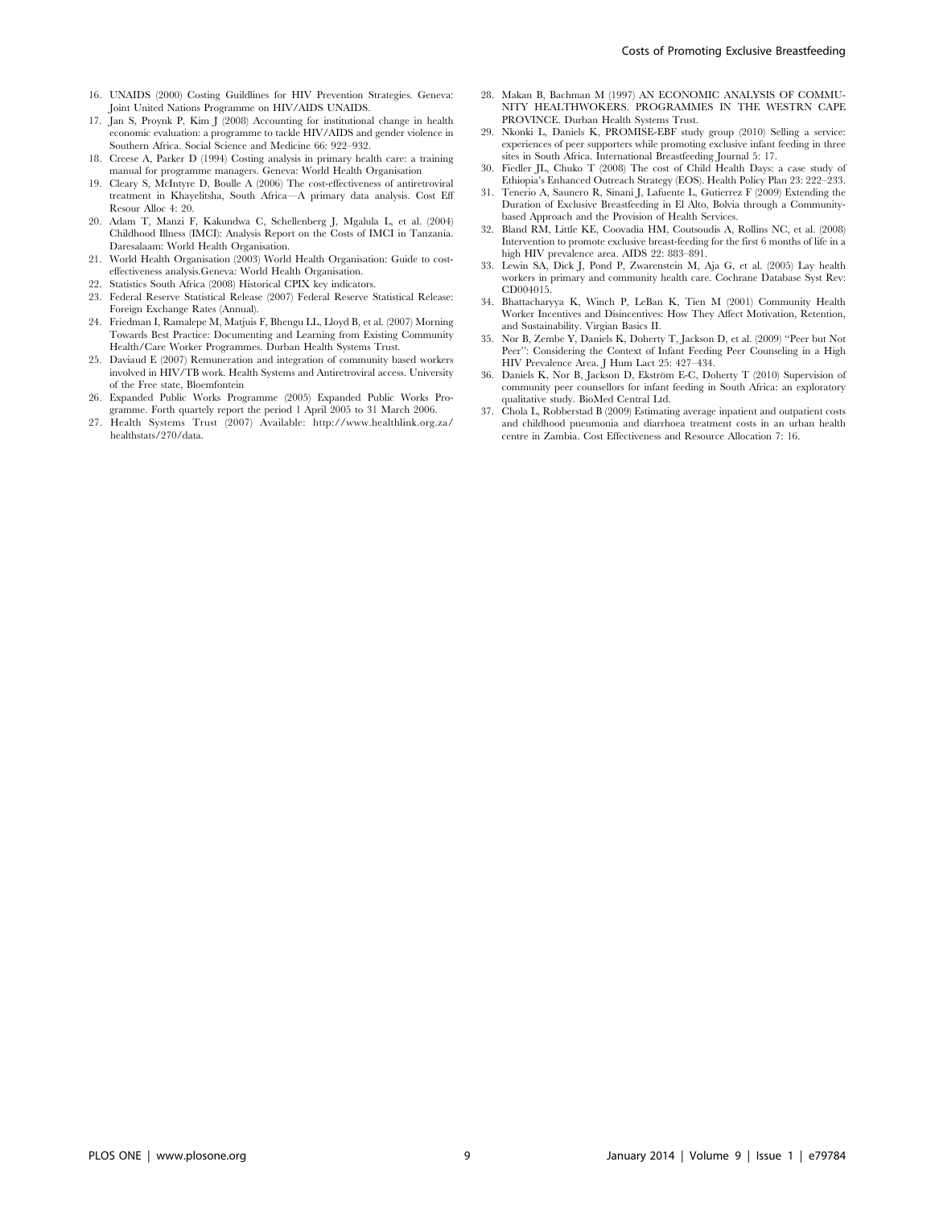16. UNAIDS (2000) Costing Guildlines for HIV Prevention Strategies. Geneva: Joint United Nations Programme on HIV/AIDS UNAIDS.
17. Jan S, Proynk P, Kim J (2008) Accounting for institutional change in health economic evaluation: a programme to tackle HIV/AIDS and gender violence in Southern Africa. Social Science and Medicine 66: 922–932.
18. Creese A, Parker D (1994) Costing analysis in primary health care: a training manual for programme managers. Geneva: World Health Organisation
19. Cleary S, McIntyre D, Boulle A (2006) The cost-effectiveness of antiretroviral treatment in Khayelitsha, South Africa—A primary data analysis. Cost Eff Resour Alloc 4: 20.
20. Adam T, Manzi F, Kakundwa C, Schellenberg J, Mgalula L, et al. (2004) Childhood Illness (IMCI): Analysis Report on the Costs of IMCI in Tanzania. Daresalaam: World Health Organisation.
21. World Health Organisation (2003) World Health Organisation: Guide to cost-effectiveness analysis.Geneva: World Health Organisation.
22. Statistics South Africa (2008) Historical CPIX key indicators.
23. Federal Reserve Statistical Release (2007) Federal Reserve Statistical Release: Foreign Exchange Rates (Annual).
24. Friedman I, Ramalepe M, Matjuis F, Bhengu LL, Lloyd B, et al. (2007) Morning Towards Best Practice: Documenting and Learning from Existing Community Health/Care Worker Programmes. Durban Health Systems Trust.
25. Daviaud E (2007) Remuneration and integration of community based workers involved in HIV/TB work. Health Systems and Antiretroviral access. University of the Free state, Bloemfontein
26. Expanded Public Works Programme (2005) Expanded Public Works Programme. Forth quartely report the period 1 April 2005 to 31 March 2006.
27. Health Systems Trust (2007) Available: http://www.healthlink.org.za/healthstats/270/data.
28. Makan B, Bachman M (1997) AN ECONOMIC ANALYSIS OF COMMUNITY HEALTHWOKERS. PROGRAMMES IN THE WESTRN CAPE PROVINCE. Durban Health Systems Trust.
29. Nkonki L, Daniels K, PROMISE-EBF study group (2010) Selling a service: experiences of peer supporters while promoting exclusive infant feeding in three sites in South Africa. International Breastfeeding Journal 5: 17.
30. Fiedler JL, Chuko T (2008) The cost of Child Health Days: a case study of Ethiopia's Enhanced Outreach Strategy (EOS). Health Policy Plan 23: 222–233.
31. Tenerio A, Saunero R, Sinani J, Lafuente L, Gutierrez F (2009) Extending the Duration of Exclusive Breastfeeding in El Alto, Bolvia through a Community-based Approach and the Provision of Health Services.
32. Bland RM, Little KE, Coovadia HM, Coutsoudis A, Rollins NC, et al. (2008) Intervention to promote exclusive breast-feeding for the first 6 months of life in a high HIV prevalence area. AIDS 22: 883–891.
33. Lewin SA, Dick J, Pond P, Zwarenstein M, Aja G, et al. (2005) Lay health workers in primary and community health care. Cochrane Database Syst Rev: CD004015.
34. Bhattacharyya K, Winch P, LeBan K, Tien M (2001) Community Health Worker Incentives and Disincentives: How They Affect Motivation, Retention, and Sustainability. Virgian Basics II.
35. Nor B, Zembe Y, Daniels K, Doherty T, Jackson D, et al. (2009) "Peer but Not Peer": Considering the Context of Infant Feeding Peer Counseling in a High HIV Prevalence Area. J Hum Lact 25: 427–434.
36. Daniels K, Nor B, Jackson D, Ekström E-C, Doherty T (2010) Supervision of community peer counsellors for infant feeding in South Africa: an exploratory qualitative study. BioMed Central Ltd.
37. Chola L, Robberstad B (2009) Estimating average inpatient and outpatient costs and childhood pneumonia and diarrhoea treatment costs in an urban health centre in Zambia. Cost Effectiveness and Resource Allocation 7: 16.